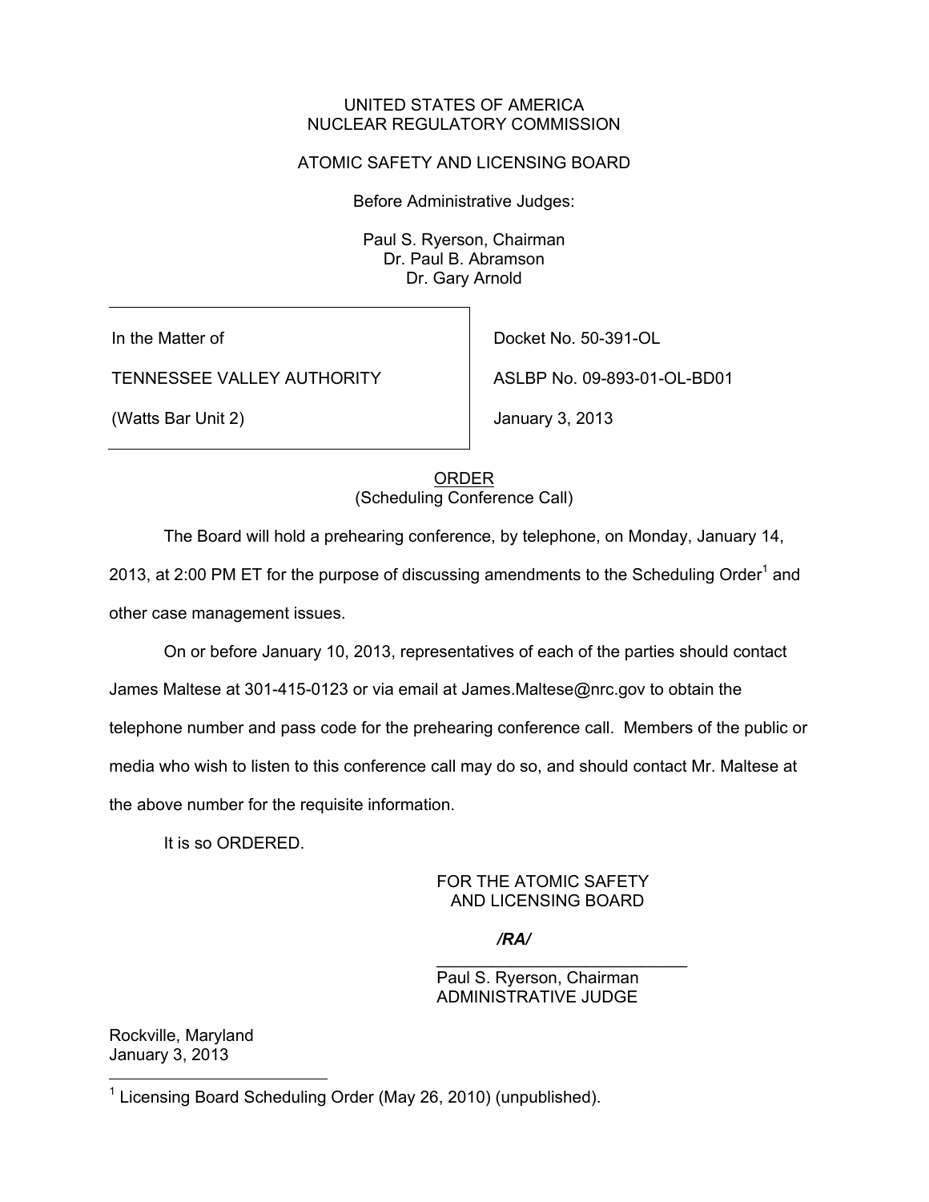UNITED STATES OF AMERICA
NUCLEAR REGULATORY COMMISSION

ATOMIC SAFETY AND LICENSING BOARD

Before Administrative Judges:

Paul S. Ryerson, Chairman
Dr. Paul B. Abramson
Dr. Gary Arnold

| | |
|---|---|
| In the Matter of | Docket No. 50-391-OL |
| TENNESSEE VALLEY AUTHORITY | ASLBP No. 09-893-01-OL-BD01 |
| (Watts Bar Unit 2) | January 3, 2013 |

ORDER
(Scheduling Conference Call)

The Board will hold a prehearing conference, by telephone, on Monday, January 14, 2013, at 2:00 PM ET for the purpose of discussing amendments to the Scheduling Order[1] and other case management issues.

On or before January 10, 2013, representatives of each of the parties should contact James Maltese at 301-415-0123 or via email at James.Maltese@nrc.gov to obtain the telephone number and pass code for the prehearing conference call. Members of the public or media who wish to listen to this conference call may do so, and should contact Mr. Maltese at the above number for the requisite information.

It is so ORDERED.

FOR THE ATOMIC SAFETY
AND LICENSING BOARD

*/RA/*

Paul S. Ryerson, Chairman
ADMINISTRATIVE JUDGE

Rockville, Maryland
January 3, 2013

[1] Licensing Board Scheduling Order (May 26, 2010) (unpublished).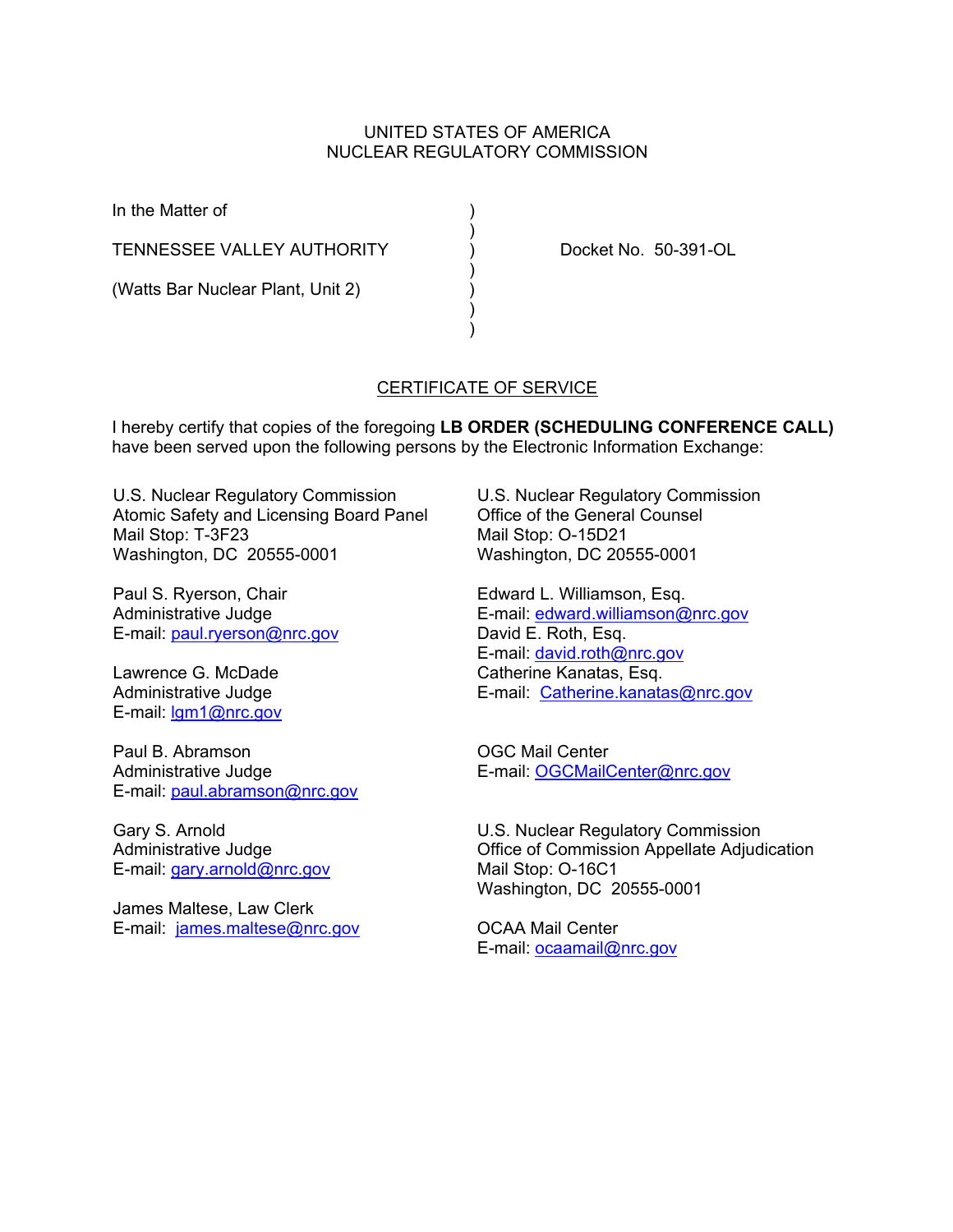UNITED STATES OF AMERICA
NUCLEAR REGULATORY COMMISSION

In the Matter of

TENNESSEE VALLEY AUTHORITY

(Watts Bar Nuclear Plant, Unit 2)

Docket No. 50-391-OL

## CERTIFICATE OF SERVICE

I hereby certify that copies of the foregoing **LB ORDER (SCHEDULING CONFERENCE CALL)** have been served upon the following persons by the Electronic Information Exchange:

U.S. Nuclear Regulatory Commission
Atomic Safety and Licensing Board Panel
Mail Stop: T-3F23
Washington, DC 20555-0001

Paul S. Ryerson, Chair
Administrative Judge
E-mail: paul.ryerson@nrc.gov

Lawrence G. McDade
Administrative Judge
E-mail: lgm1@nrc.gov

Paul B. Abramson
Administrative Judge
E-mail: paul.abramson@nrc.gov

Gary S. Arnold
Administrative Judge
E-mail: gary.arnold@nrc.gov

James Maltese, Law Clerk
E-mail: james.maltese@nrc.gov

U.S. Nuclear Regulatory Commission
Office of the General Counsel
Mail Stop: O-15D21
Washington, DC 20555-0001

Edward L. Williamson, Esq.
E-mail: edward.williamson@nrc.gov
David E. Roth, Esq.
E-mail: david.roth@nrc.gov
Catherine Kanatas, Esq.
E-mail: Catherine.kanatas@nrc.gov

OGC Mail Center
E-mail: OGCMailCenter@nrc.gov

U.S. Nuclear Regulatory Commission
Office of Commission Appellate Adjudication
Mail Stop: O-16C1
Washington, DC 20555-0001

OCAA Mail Center
E-mail: ocaamail@nrc.gov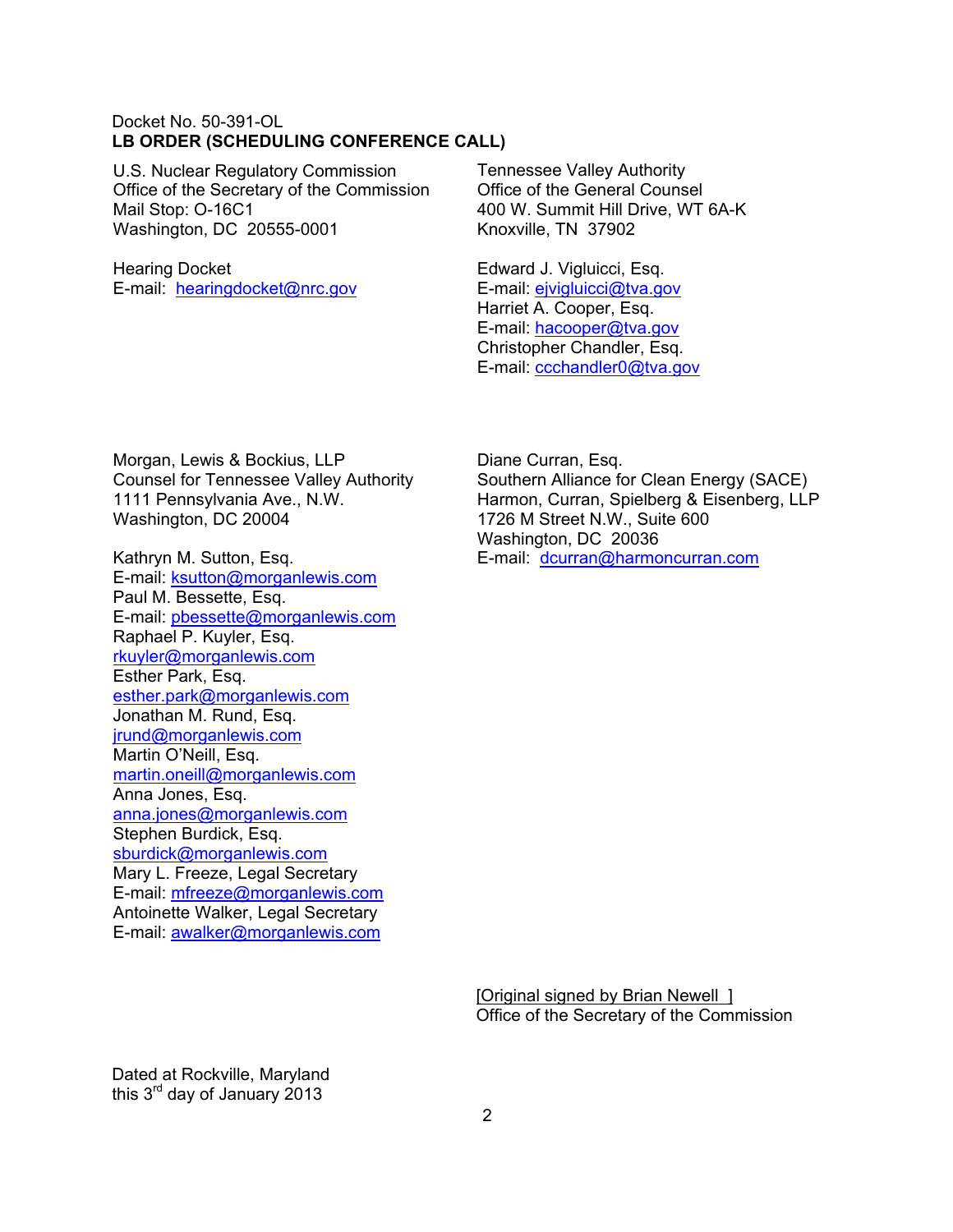Docket No. 50-391-OL
**LB ORDER (SCHEDULING CONFERENCE CALL)**

U.S. Nuclear Regulatory Commission
Office of the Secretary of the Commission
Mail Stop: O-16C1
Washington, DC 20555-0001

Hearing Docket
E-mail: hearingdocket@nrc.gov

Tennessee Valley Authority
Office of the General Counsel
400 W. Summit Hill Drive, WT 6A-K
Knoxville, TN 37902

Edward J. Vigluicci, Esq.
E-mail: ejvigluicci@tva.gov
Harriet A. Cooper, Esq.
E-mail: hacooper@tva.gov
Christopher Chandler, Esq.
E-mail: ccchandler0@tva.gov

Morgan, Lewis & Bockius, LLP
Counsel for Tennessee Valley Authority
1111 Pennsylvania Ave., N.W.
Washington, DC 20004

Kathryn M. Sutton, Esq.
E-mail: ksutton@morganlewis.com
Paul M. Bessette, Esq.
E-mail: pbessette@morganlewis.com
Raphael P. Kuyler, Esq.
rkuyler@morganlewis.com
Esther Park, Esq.
esther.park@morganlewis.com
Jonathan M. Rund, Esq.
jrund@morganlewis.com
Martin O'Neill, Esq.
martin.oneill@morganlewis.com
Anna Jones, Esq.
anna.jones@morganlewis.com
Stephen Burdick, Esq.
sburdick@morganlewis.com
Mary L. Freeze, Legal Secretary
E-mail: mfreeze@morganlewis.com
Antoinette Walker, Legal Secretary
E-mail: awalker@morganlewis.com

Diane Curran, Esq.
Southern Alliance for Clean Energy (SACE)
Harmon, Curran, Spielberg & Eisenberg, LLP
1726 M Street N.W., Suite 600
Washington, DC 20036
E-mail: dcurran@harmoncurran.com

[Original signed by Brian Newell ]
Office of the Secretary of the Commission

Dated at Rockville, Maryland
this 3rd day of January 2013